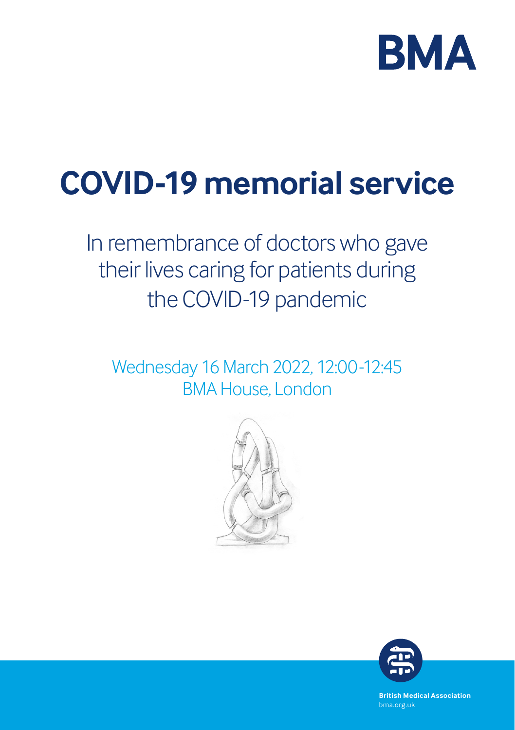BMA

# COVID-19 memorial service

In remembrance of doctors who gave their lives caring for patients during the COVID-19 pandemic

Wednesday 16 March 2022, 12:00-12:45
BMA House, London

**British Medical Association**
bma.org.uk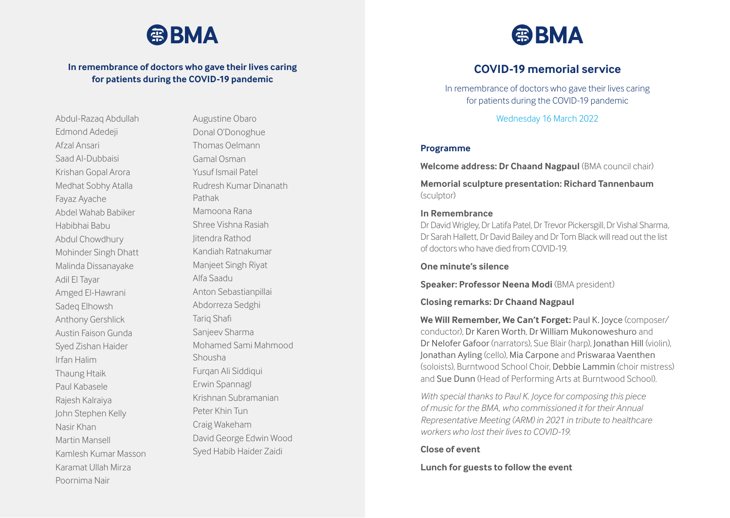BMA

**In remembrance of doctors who gave their lives caring for patients during the COVID-19 pandemic**

Abdul-Razaq Abdullah
Edmond Adedeji
Afzal Ansari
Saad Al-Dubbaisi
Krishan Gopal Arora
Medhat Sobhy Atalla
Fayaz Ayache
Abdel Wahab Babiker
Habibhai Babu
Abdul Chowdhury
Mohinder Singh Dhatt
Malinda Dissanayake
Adil El Tayar
Amged El-Hawrani
Sadeq Elhowsh
Anthony Gershlick
Austin Faison Gunda
Syed Zishan Haider
Irfan Halim
Thaung Htaik
Paul Kabasele
Rajesh Kalraiya
John Stephen Kelly
Nasir Khan
Martin Mansell
Kamlesh Kumar Masson
Karamat Ullah Mirza
Poornima Nair
Augustine Obaro
Donal O'Donoghue
Thomas Oelmann
Gamal Osman
Yusuf Ismail Patel
Rudresh Kumar Dinanath Pathak
Mamoona Rana
Shree Vishna Rasiah
Jitendra Rathod
Kandiah Ratnakumar
Manjeet Singh Riyat
Alfa Saadu
Anton Sebastianpillai
Abdorreza Sedghi
Tariq Shafi
Sanjeev Sharma
Mohamed Sami Mahmood Shousha
Furqan Ali Siddiqui
Erwin Spannagl
Krishnan Subramanian
Peter Khin Tun
Craig Wakeham
David George Edwin Wood
Syed Habib Haider Zaidi

BMA

## COVID-19 memorial service

In remembrance of doctors who gave their lives caring for patients during the COVID-19 pandemic

Wednesday 16 March 2022

### Programme

**Welcome address: Dr Chaand Nagpaul** (BMA council chair)

**Memorial sculpture presentation: Richard Tannenbaum** (sculptor)

**In Remembrance**
Dr David Wrigley, Dr Latifa Patel, Dr Trevor Pickersgill, Dr Vishal Sharma, Dr Sarah Hallett, Dr David Bailey and Dr Tom Black will read out the list of doctors who have died from COVID-19.

**One minute's silence**

**Speaker: Professor Neena Modi** (BMA president)

**Closing remarks: Dr Chaand Nagpaul**

**We Will Remember, We Can't Forget:** Paul K. Joyce (composer/conductor), Dr Karen Worth, Dr William Mukonoweshuro and Dr Nelofer Gafoor (narrators), Sue Blair (harp), Jonathan Hill (violin), Jonathan Ayling (cello), Mia Carpone and Priswaraa Vaenthen (soloists), Burntwood School Choir, Debbie Lammin (choir mistress) and Sue Dunn (Head of Performing Arts at Burntwood School).

*With special thanks to Paul K. Joyce for composing this piece of music for the BMA, who commissioned it for their Annual Representative Meeting (ARM) in 2021 in tribute to healthcare workers who lost their lives to COVID-19.*

**Close of event**

**Lunch for guests to follow the event**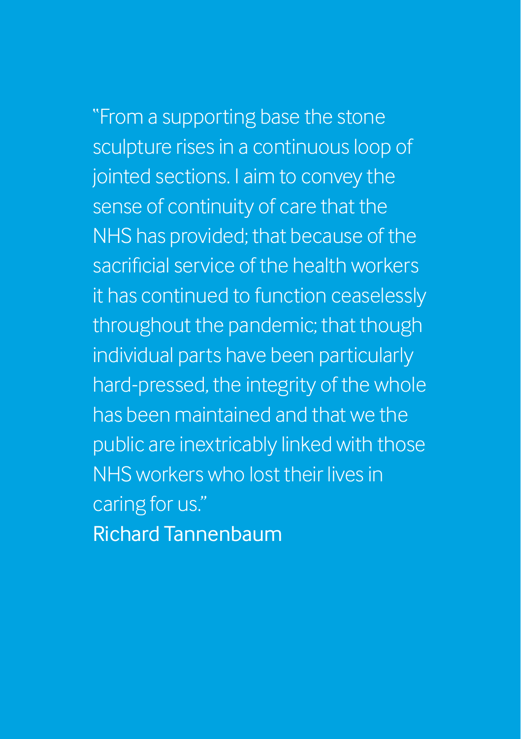"From a supporting base the stone sculpture rises in a continuous loop of jointed sections. I aim to convey the sense of continuity of care that the NHS has provided; that because of the sacrificial service of the health workers it has continued to function ceaselessly throughout the pandemic; that though individual parts have been particularly hard-pressed, the integrity of the whole has been maintained and that we the public are inextricably linked with those NHS workers who lost their lives in caring for us."

Richard Tannenbaum